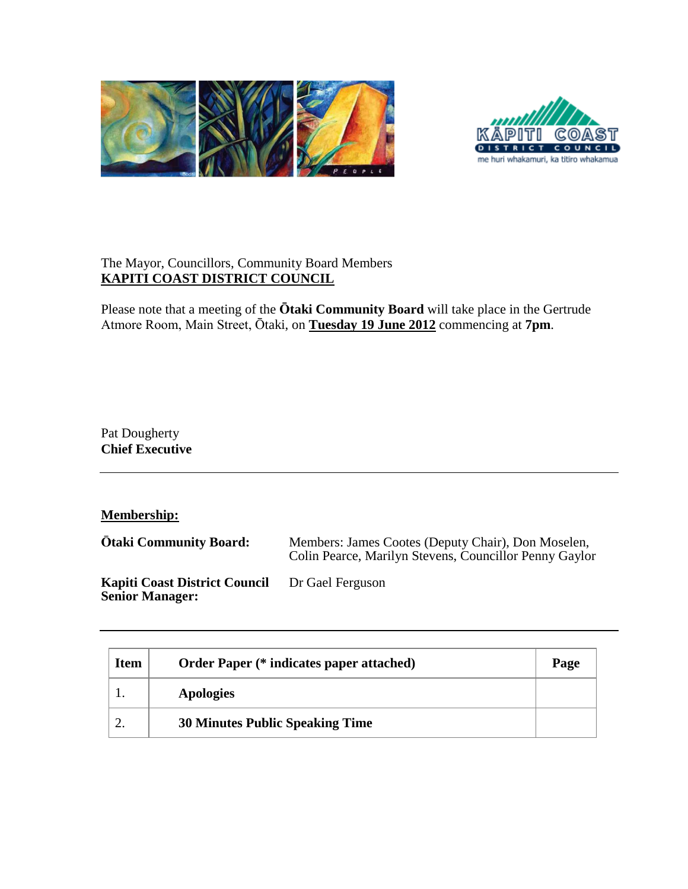The Mayor, Councillors, Community Board Members
**KAPITI COAST DISTRICT COUNCIL**

Please note that a meeting of the **Ōtaki Community Board** will take place in the Gertrude Atmore Room, Main Street, Ōtaki, on **Tuesday 19 June 2012** commencing at **7pm**.

Pat Dougherty
**Chief Executive**

---

**Membership:**

**Ōtaki Community Board:** Members: James Cootes (Deputy Chair), Don Moselen, Colin Pearce, Marilyn Stevens, Councillor Penny Gaylor

**Kapiti Coast District Council Senior Manager:** Dr Gael Ferguson

---

| Item | Order Paper (* indicates paper attached) | Page |
| --- | --- | --- |
| 1. | **Apologies** | |
| 2. | **30 Minutes Public Speaking Time** | |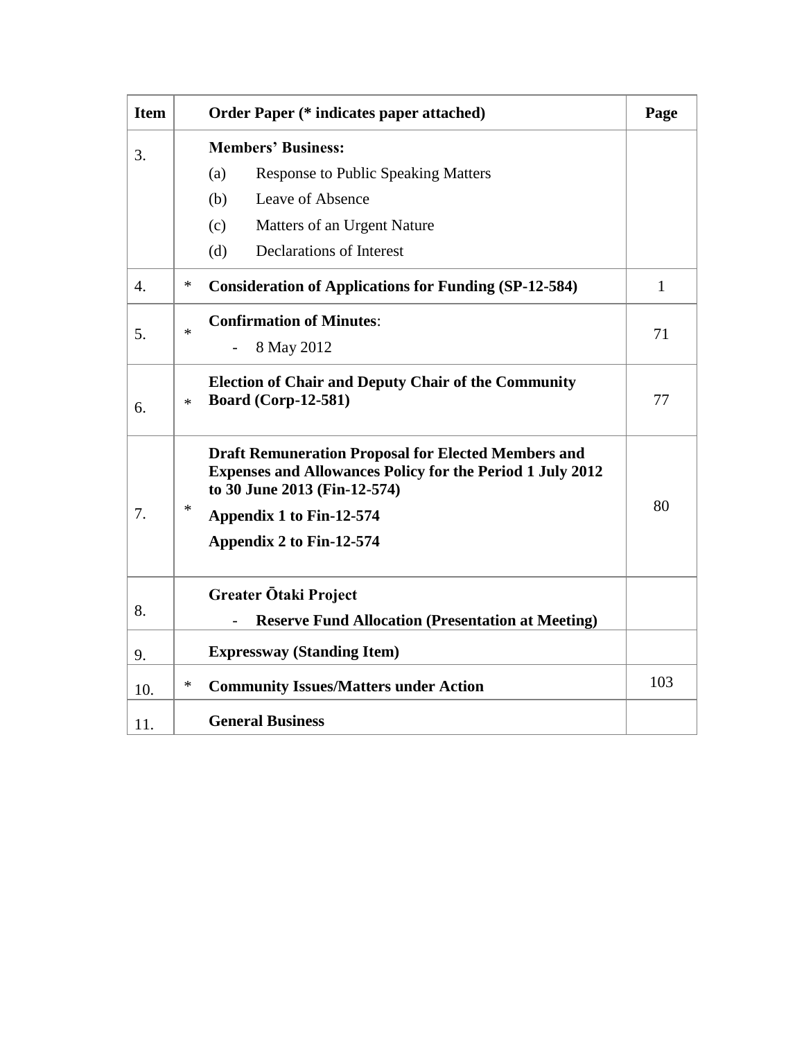| Item | | Order Paper (* indicates paper attached) | Page |
|---|---|---|---|
| 3. | | **Members' Business:**<br>(a) Response to Public Speaking Matters<br>(b) Leave of Absence<br>(c) Matters of an Urgent Nature<br>(d) Declarations of Interest | |
| 4. | * | **Consideration of Applications for Funding (SP-12-584)** | 1 |
| 5. | * | **Confirmation of Minutes**:<br>- 8 May 2012 | 71 |
| 6. | * | **Election of Chair and Deputy Chair of the Community Board (Corp-12-581)** | 77 |
| 7. | * | **Draft Remuneration Proposal for Elected Members and Expenses and Allowances Policy for the Period 1 July 2012 to 30 June 2013 (Fin-12-574)**<br>**Appendix 1 to Fin-12-574**<br>**Appendix 2 to Fin-12-574** | 80 |
| 8. | | **Greater Ōtaki Project**<br>- **Reserve Fund Allocation (Presentation at Meeting)** | |
| 9. | | **Expressway (Standing Item)** | |
| 10. | * | **Community Issues/Matters under Action** | 103 |
| 11. | | **General Business** | |